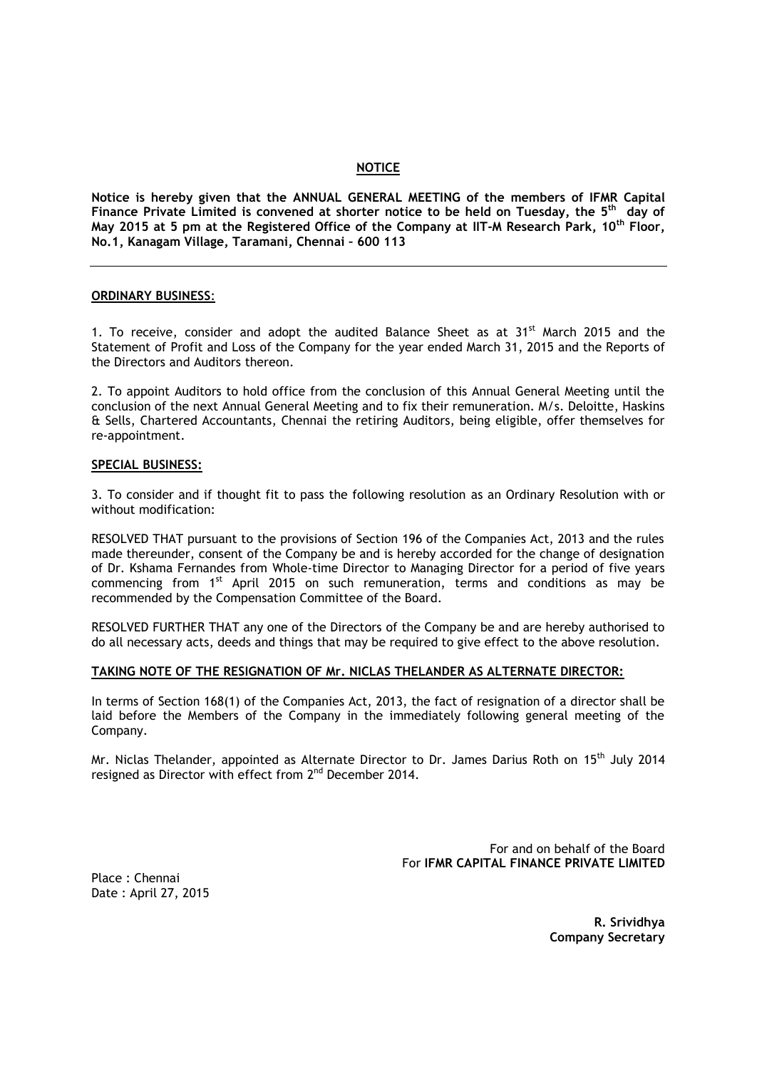## NOTICE

**Notice is hereby given that the ANNUAL GENERAL MEETING of the members of IFMR Capital Finance Private Limited is convened at shorter notice to be held on Tuesday, the 5th day of May 2015 at 5 pm at the Registered Office of the Company at IIT-M Research Park, 10th Floor, No.1, Kanagam Village, Taramani, Chennai – 600 113**

---

**ORDINARY BUSINESS:**

1. To receive, consider and adopt the audited Balance Sheet as at 31st March 2015 and the Statement of Profit and Loss of the Company for the year ended March 31, 2015 and the Reports of the Directors and Auditors thereon.

2. To appoint Auditors to hold office from the conclusion of this Annual General Meeting until the conclusion of the next Annual General Meeting and to fix their remuneration. M/s. Deloitte, Haskins & Sells, Chartered Accountants, Chennai the retiring Auditors, being eligible, offer themselves for re-appointment.

**SPECIAL BUSINESS:**

3. To consider and if thought fit to pass the following resolution as an Ordinary Resolution with or without modification:

RESOLVED THAT pursuant to the provisions of Section 196 of the Companies Act, 2013 and the rules made thereunder, consent of the Company be and is hereby accorded for the change of designation of Dr. Kshama Fernandes from Whole-time Director to Managing Director for a period of five years commencing from 1st April 2015 on such remuneration, terms and conditions as may be recommended by the Compensation Committee of the Board.

RESOLVED FURTHER THAT any one of the Directors of the Company be and are hereby authorised to do all necessary acts, deeds and things that may be required to give effect to the above resolution.

**TAKING NOTE OF THE RESIGNATION OF Mr. NICLAS THELANDER AS ALTERNATE DIRECTOR:**

In terms of Section 168(1) of the Companies Act, 2013, the fact of resignation of a director shall be laid before the Members of the Company in the immediately following general meeting of the Company.

Mr. Niclas Thelander, appointed as Alternate Director to Dr. James Darius Roth on 15th July 2014 resigned as Director with effect from 2nd December 2014.

For and on behalf of the Board
For **IFMR CAPITAL FINANCE PRIVATE LIMITED**

Place : Chennai
Date : April 27, 2015

**R. Srividhya**
**Company Secretary**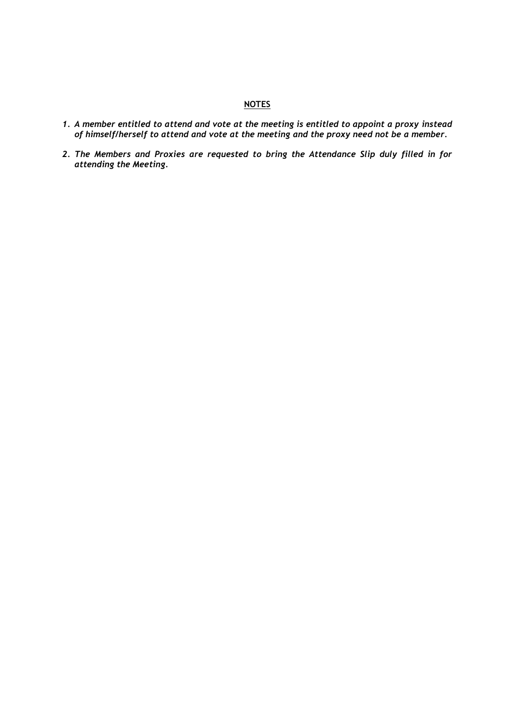**NOTES**

1. *A member entitled to attend and vote at the meeting is entitled to appoint a proxy instead of himself/herself to attend and vote at the meeting and the proxy need not be a member.*

2. *The Members and Proxies are requested to bring the Attendance Slip duly filled in for attending the Meeting.*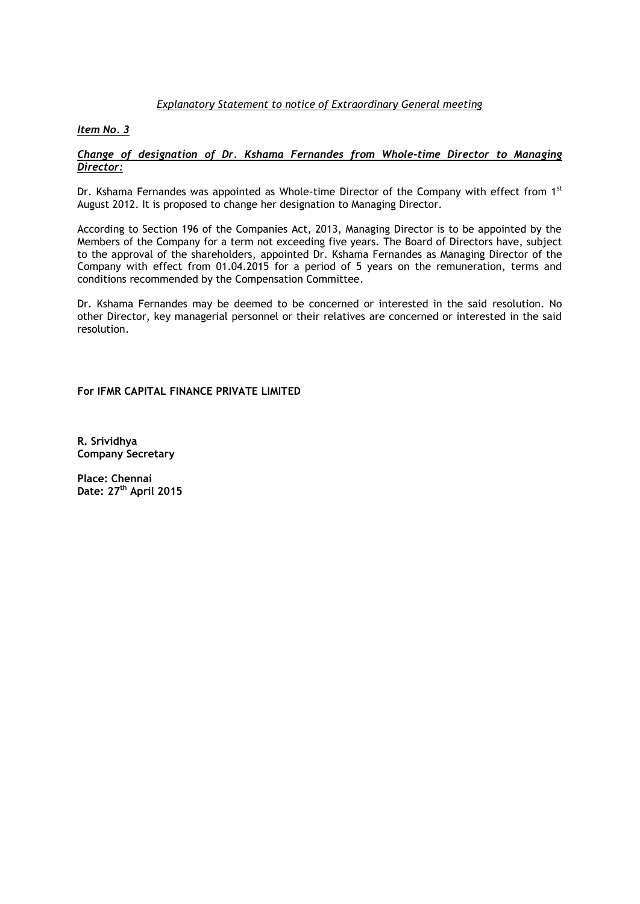*Explanatory Statement to notice of Extraordinary General meeting*

***Item No. 3***

***Change of designation of Dr. Kshama Fernandes from Whole-time Director to Managing Director:***

Dr. Kshama Fernandes was appointed as Whole-time Director of the Company with effect from 1st August 2012. It is proposed to change her designation to Managing Director.

According to Section 196 of the Companies Act, 2013, Managing Director is to be appointed by the Members of the Company for a term not exceeding five years. The Board of Directors have, subject to the approval of the shareholders, appointed Dr. Kshama Fernandes as Managing Director of the Company with effect from 01.04.2015 for a period of 5 years on the remuneration, terms and conditions recommended by the Compensation Committee.

Dr. Kshama Fernandes may be deemed to be concerned or interested in the said resolution. No other Director, key managerial personnel or their relatives are concerned or interested in the said resolution.

**For IFMR CAPITAL FINANCE PRIVATE LIMITED**

**R. Srividhya**
**Company Secretary**

**Place: Chennai**
**Date: 27th April 2015**